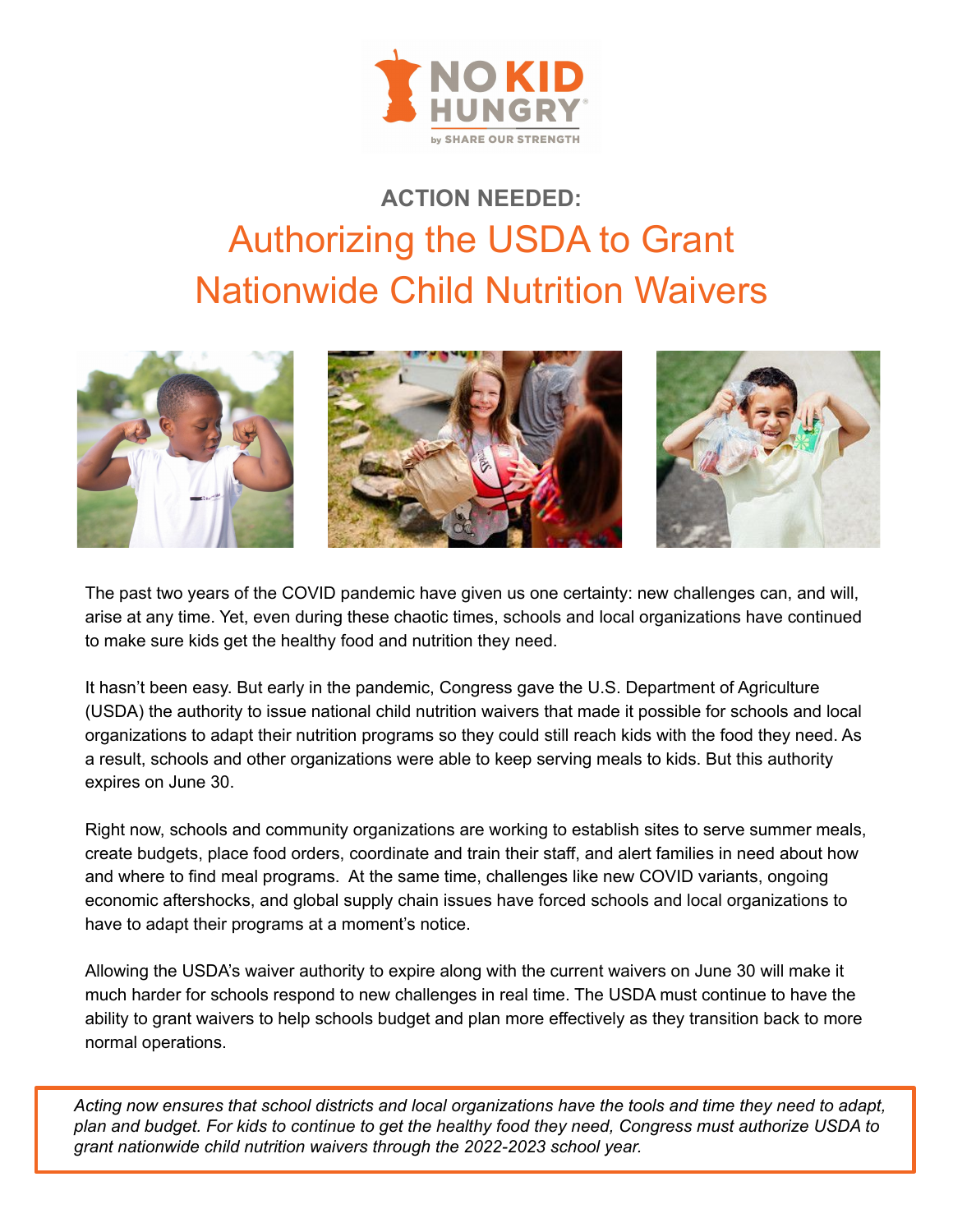NO KID HUNGRY by SHARE OUR STRENGTH

## ACTION NEEDED:

# Authorizing the USDA to Grant Nationwide Child Nutrition Waivers

The past two years of the COVID pandemic have given us one certainty: new challenges can, and will, arise at any time. Yet, even during these chaotic times, schools and local organizations have continued to make sure kids get the healthy food and nutrition they need.

It hasn't been easy. But early in the pandemic, Congress gave the U.S. Department of Agriculture (USDA) the authority to issue national child nutrition waivers that made it possible for schools and local organizations to adapt their nutrition programs so they could still reach kids with the food they need. As a result, schools and other organizations were able to keep serving meals to kids. But this authority expires on June 30.

Right now, schools and community organizations are working to establish sites to serve summer meals, create budgets, place food orders, coordinate and train their staff, and alert families in need about how and where to find meal programs.  At the same time, challenges like new COVID variants, ongoing economic aftershocks, and global supply chain issues have forced schools and local organizations to have to adapt their programs at a moment's notice.

Allowing the USDA's waiver authority to expire along with the current waivers on June 30 will make it much harder for schools respond to new challenges in real time. The USDA must continue to have the ability to grant waivers to help schools budget and plan more effectively as they transition back to more normal operations.

*Acting now ensures that school districts and local organizations have the tools and time they need to adapt, plan and budget. For kids to continue to get the healthy food they need, Congress must authorize USDA to grant nationwide child nutrition waivers through the 2022-2023 school year.*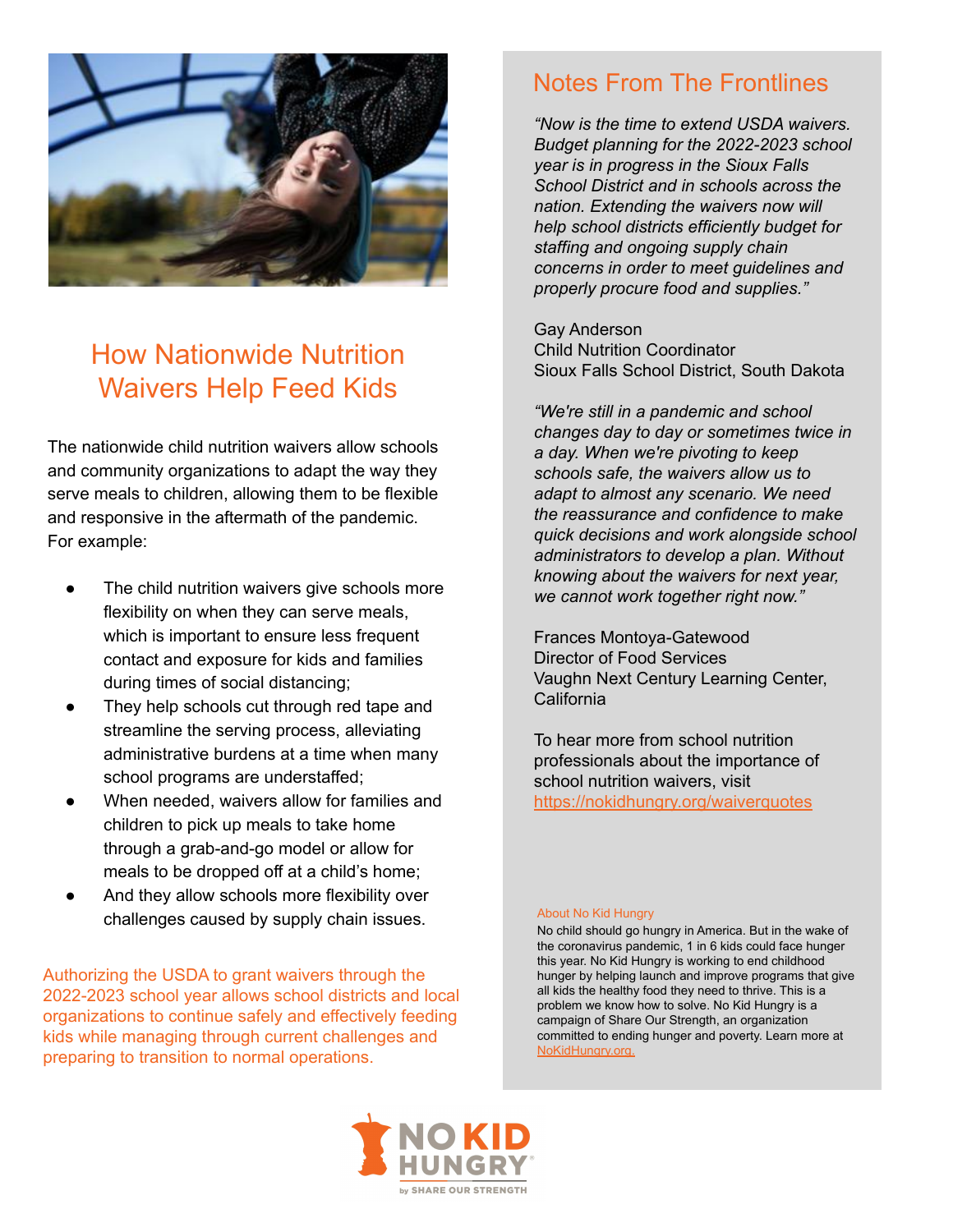## How Nationwide Nutrition Waivers Help Feed Kids

The nationwide child nutrition waivers allow schools and community organizations to adapt the way they serve meals to children, allowing them to be flexible and responsive in the aftermath of the pandemic. For example:

- The child nutrition waivers give schools more flexibility on when they can serve meals, which is important to ensure less frequent contact and exposure for kids and families during times of social distancing;
- They help schools cut through red tape and streamline the serving process, alleviating administrative burdens at a time when many school programs are understaffed;
- When needed, waivers allow for families and children to pick up meals to take home through a grab-and-go model or allow for meals to be dropped off at a child's home;
- And they allow schools more flexibility over challenges caused by supply chain issues.

Authorizing the USDA to grant waivers through the 2022-2023 school year allows school districts and local organizations to continue safely and effectively feeding kids while managing through current challenges and preparing to transition to normal operations.

## Notes From The Frontlines

*"Now is the time to extend USDA waivers. Budget planning for the 2022-2023 school year is in progress in the Sioux Falls School District and in schools across the nation. Extending the waivers now will help school districts efficiently budget for staffing and ongoing supply chain concerns in order to meet guidelines and properly procure food and supplies."*

Gay Anderson
Child Nutrition Coordinator
Sioux Falls School District, South Dakota

*"We're still in a pandemic and school changes day to day or sometimes twice in a day. When we're pivoting to keep schools safe, the waivers allow us to adapt to almost any scenario. We need the reassurance and confidence to make quick decisions and work alongside school administrators to develop a plan. Without knowing about the waivers for next year, we cannot work together right now."*

Frances Montoya-Gatewood
Director of Food Services
Vaughn Next Century Learning Center, California

To hear more from school nutrition professionals about the importance of school nutrition waivers, visit https://nokidhungry.org/waiverquotes

#### About No Kid Hungry

No child should go hungry in America. But in the wake of the coronavirus pandemic, 1 in 6 kids could face hunger this year. No Kid Hungry is working to end childhood hunger by helping launch and improve programs that give all kids the healthy food they need to thrive. This is a problem we know how to solve. No Kid Hungry is a campaign of Share Our Strength, an organization committed to ending hunger and poverty. Learn more at NoKidHungry.org.

NO KID HUNGRY
by SHARE OUR STRENGTH